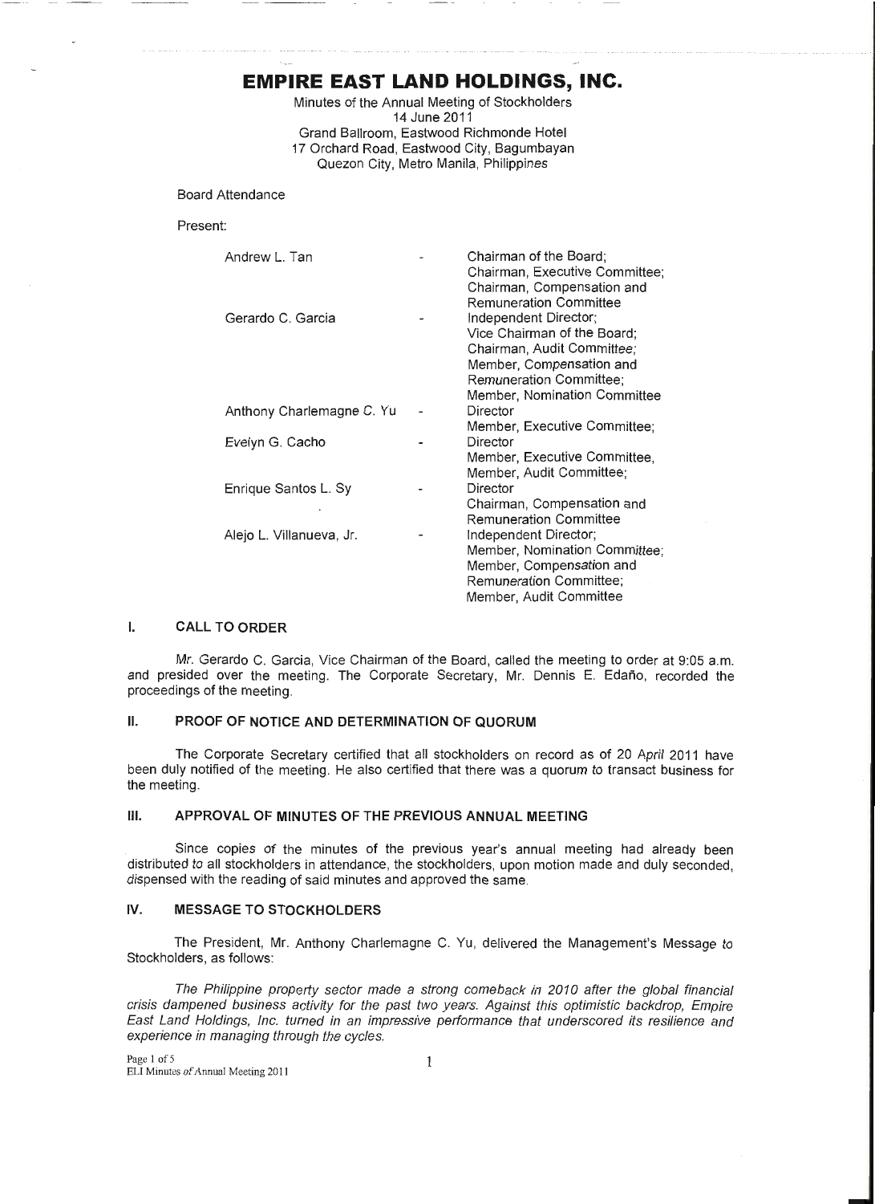# EMPIRE EAST LAND HOLDINGS, INC.

Minutes of the Annual Meeting of Stockholders
14 June 2011
Grand Ballroom, Eastwood Richmonde Hotel
17 Orchard Road, Eastwood City, Bagumbayan
Quezon City, Metro Manila, Philippines

Board Attendance

Present:

| | | |
|---|---|---|
| Andrew L. Tan | - | Chairman of the Board; Chairman, Executive Committee; Chairman, Compensation and Remuneration Committee |
| Gerardo C. Garcia | - | Independent Director; Vice Chairman of the Board; Chairman, Audit Committee; Member, Compensation and Remuneration Committee; Member, Nomination Committee |
| Anthony Charlemagne C. Yu | - | Director Member, Executive Committee; |
| Evelyn G. Cacho | - | Director Member, Executive Committee, Member, Audit Committee; |
| Enrique Santos L. Sy | - | Director Chairman, Compensation and Remuneration Committee |
| Alejo L. Villanueva, Jr. | - | Independent Director; Member, Nomination Committee; Member, Compensation and Remuneration Committee; Member, Audit Committee |

## I. CALL TO ORDER

Mr. Gerardo C. Garcia, Vice Chairman of the Board, called the meeting to order at 9:05 a.m. and presided over the meeting. The Corporate Secretary, Mr. Dennis E. Edaño, recorded the proceedings of the meeting.

## II. PROOF OF NOTICE AND DETERMINATION OF QUORUM

The Corporate Secretary certified that all stockholders on record as of 20 April 2011 have been duly notified of the meeting. He also certified that there was a quorum to transact business for the meeting.

## III. APPROVAL OF MINUTES OF THE PREVIOUS ANNUAL MEETING

Since copies of the minutes of the previous year's annual meeting had already been distributed to all stockholders in attendance, the stockholders, upon motion made and duly seconded, dispensed with the reading of said minutes and approved the same.

## IV. MESSAGE TO STOCKHOLDERS

The President, Mr. Anthony Charlemagne C. Yu, delivered the Management's Message to Stockholders, as follows:

*The Philippine property sector made a strong comeback in 2010 after the global financial crisis dampened business activity for the past two years. Against this optimistic backdrop, Empire East Land Holdings, Inc. turned in an impressive performance that underscored its resilience and experience in managing through the cycles.*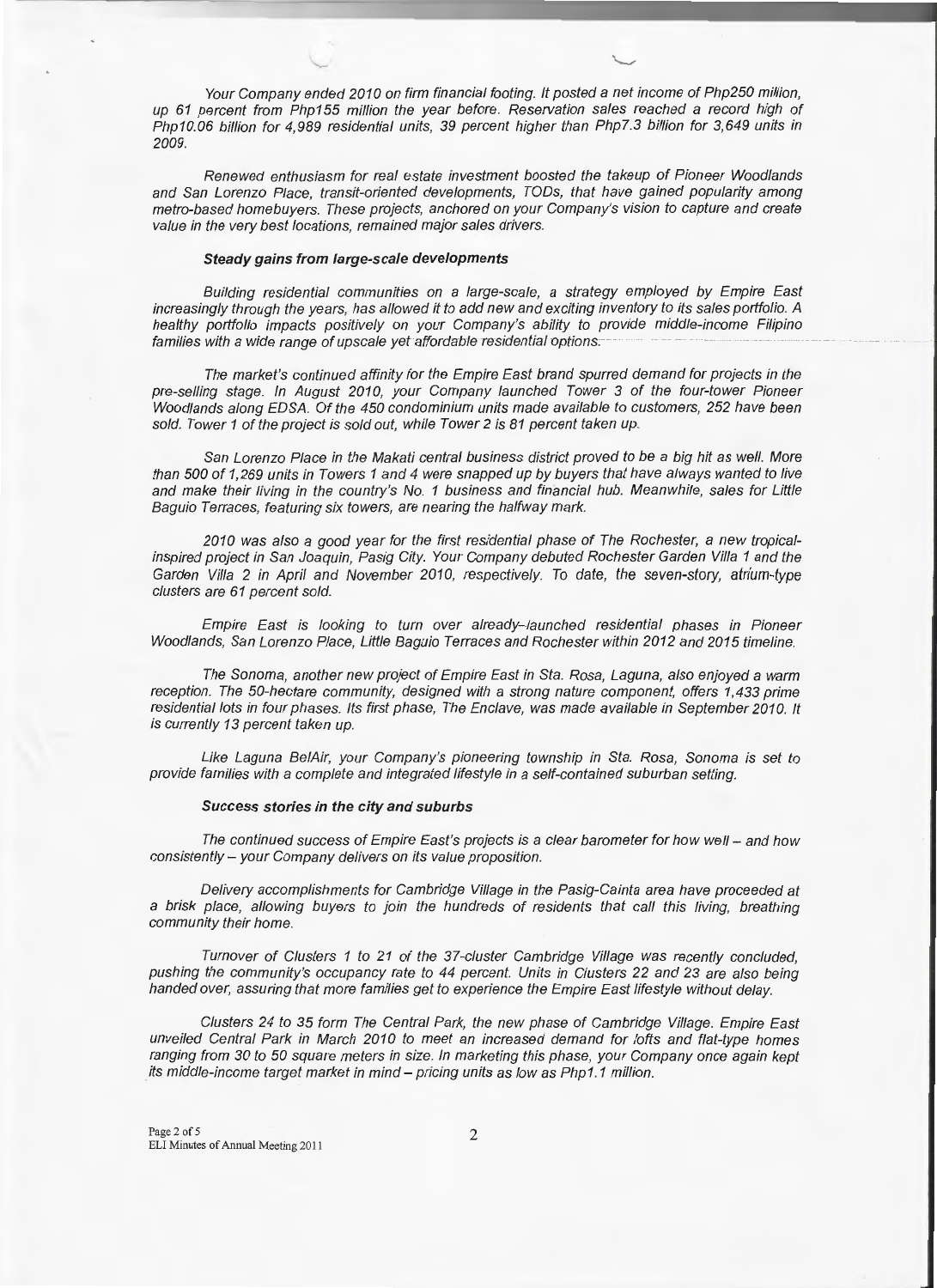*Your Company ended 2010 on firm financial footing. It posted a net income of Php250 million, up 61 percent from Php155 million the year before. Reservation sales reached a record high of Php10.06 billion for 4,989 residential units, 39 percent higher than Php7.3 billion for 3,649 units in 2009.*

*Renewed enthusiasm for real estate investment boosted the takeup of Pioneer Woodlands and San Lorenzo Place, transit-oriented developments, TODs, that have gained popularity among metro-based homebuyers. These projects, anchored on your Company's vision to capture and create value in the very best locations, remained major sales drivers.*

### ***Steady gains from large-scale developments***

*Building residential communities on a large-scale, a strategy employed by Empire East increasingly through the years, has allowed it to add new and exciting inventory to its sales portfolio. A healthy portfolio impacts positively on your Company's ability to provide middle-income Filipino families with a wide range of upscale yet affordable residential options.*

*The market's continued affinity for the Empire East brand spurred demand for projects in the pre-selling stage. In August 2010, your Company launched Tower 3 of the four-tower Pioneer Woodlands along EDSA. Of the 450 condominium units made available to customers, 252 have been sold. Tower 1 of the project is sold out, while Tower 2 is 81 percent taken up.*

*San Lorenzo Place in the Makati central business district proved to be a big hit as well. More than 500 of 1,269 units in Towers 1 and 4 were snapped up by buyers that have always wanted to live and make their living in the country's No. 1 business and financial hub. Meanwhile, sales for Little Baguio Terraces, featuring six towers, are nearing the halfway mark.*

*2010 was also a good year for the first residential phase of The Rochester, a new tropical-inspired project in San Joaquin, Pasig City. Your Company debuted Rochester Garden Villa 1 and the Garden Villa 2 in April and November 2010, respectively. To date, the seven-story, atrium-type clusters are 61 percent sold.*

*Empire East is looking to turn over already-launched residential phases in Pioneer Woodlands, San Lorenzo Place, Little Baguio Terraces and Rochester within 2012 and 2015 timeline.*

*The Sonoma, another new project of Empire East in Sta. Rosa, Laguna, also enjoyed a warm reception. The 50-hectare community, designed with a strong nature component, offers 1,433 prime residential lots in four phases. Its first phase, The Enclave, was made available in September 2010. It is currently 13 percent taken up.*

*Like Laguna BelAir, your Company's pioneering township in Sta. Rosa, Sonoma is set to provide families with a complete and integrated lifestyle in a self-contained suburban setting.*

### ***Success stories in the city and suburbs***

*The continued success of Empire East's projects is a clear barometer for how well – and how consistently – your Company delivers on its value proposition.*

*Delivery accomplishments for Cambridge Village in the Pasig-Cainta area have proceeded at a brisk place, allowing buyers to join the hundreds of residents that call this living, breathing community their home.*

*Turnover of Clusters 1 to 21 of the 37-cluster Cambridge Village was recently concluded, pushing the community's occupancy rate to 44 percent. Units in Clusters 22 and 23 are also being handed over, assuring that more families get to experience the Empire East lifestyle without delay.*

*Clusters 24 to 35 form The Central Park, the new phase of Cambridge Village. Empire East unveiled Central Park in March 2010 to meet an increased demand for lofts and flat-type homes ranging from 30 to 50 square meters in size. In marketing this phase, your Company once again kept its middle-income target market in mind – pricing units as low as Php1.1 million.*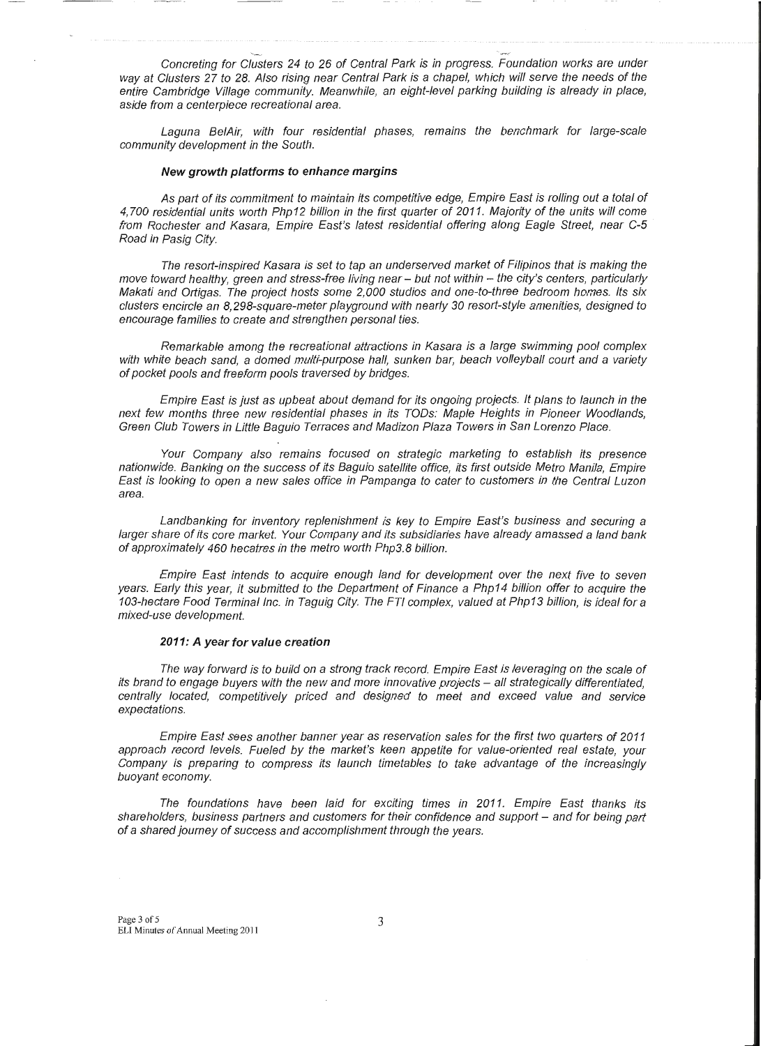*Concreting for Clusters 24 to 26 of Central Park is in progress. Foundation works are under way at Clusters 27 to 28. Also rising near Central Park is a chapel, which will serve the needs of the entire Cambridge Village community. Meanwhile, an eight-level parking building is already in place, aside from a centerpiece recreational area.*

*Laguna BelAir, with four residential phases, remains the benchmark for large-scale community development in the South.*

#### ***New growth platforms to enhance margins***

*As part of its commitment to maintain its competitive edge, Empire East is rolling out a total of 4,700 residential units worth Php12 billion in the first quarter of 2011. Majority of the units will come from Rochester and Kasara, Empire East's latest residential offering along Eagle Street, near C-5 Road in Pasig City.*

*The resort-inspired Kasara is set to tap an underserved market of Filipinos that is making the move toward healthy, green and stress-free living near – but not within – the city's centers, particularly Makati and Ortigas. The project hosts some 2,000 studios and one-to-three bedroom homes. Its six clusters encircle an 8,298-square-meter playground with nearly 30 resort-style amenities, designed to encourage families to create and strengthen personal ties.*

*Remarkable among the recreational attractions in Kasara is a large swimming pool complex with white beach sand, a domed multi-purpose hall, sunken bar, beach volleyball court and a variety of pocket pools and freeform pools traversed by bridges.*

*Empire East is just as upbeat about demand for its ongoing projects. It plans to launch in the next few months three new residential phases in its TODs: Maple Heights in Pioneer Woodlands, Green Club Towers in Little Baguio Terraces and Madizon Plaza Towers in San Lorenzo Place.*

*Your Company also remains focused on strategic marketing to establish its presence nationwide. Banking on the success of its Baguio satellite office, its first outside Metro Manila, Empire East is looking to open a new sales office in Pampanga to cater to customers in the Central Luzon area.*

*Landbanking for inventory replenishment is key to Empire East's business and securing a larger share of its core market. Your Company and its subsidiaries have already amassed a land bank of approximately 460 hecatres in the metro worth Php3.8 billion.*

*Empire East intends to acquire enough land for development over the next five to seven years. Early this year, it submitted to the Department of Finance a Php14 billion offer to acquire the 103-hectare Food Terminal Inc. in Taguig City. The FTI complex, valued at Php13 billion, is ideal for a mixed-use development.*

#### ***2011: A year for value creation***

*The way forward is to build on a strong track record. Empire East is leveraging on the scale of its brand to engage buyers with the new and more innovative projects – all strategically differentiated, centrally located, competitively priced and designed to meet and exceed value and service expectations.*

*Empire East sees another banner year as reservation sales for the first two quarters of 2011 approach record levels. Fueled by the market's keen appetite for value-oriented real estate, your Company is preparing to compress its launch timetables to take advantage of the increasingly buoyant economy.*

*The foundations have been laid for exciting times in 2011. Empire East thanks its shareholders, business partners and customers for their confidence and support – and for being part of a shared journey of success and accomplishment through the years.*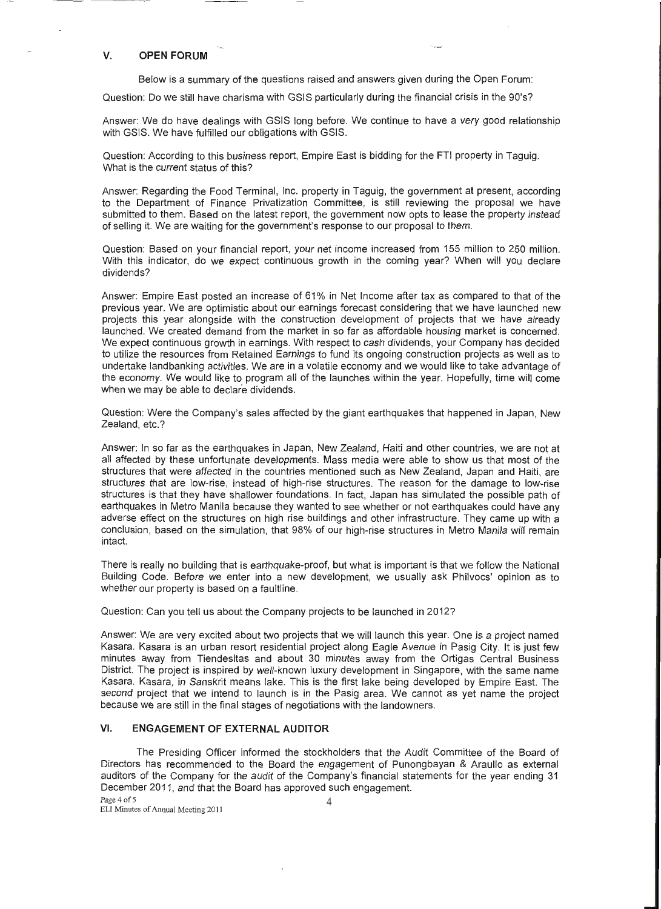## V. OPEN FORUM

Below is a summary of the questions raised and answers given during the Open Forum:

Question: Do we still have charisma with GSIS particularly during the financial crisis in the 90's?

Answer: We do have dealings with GSIS long before. We continue to have a very good relationship with GSIS. We have fulfilled our obligations with GSIS.

Question: According to this business report, Empire East is bidding for the FTI property in Taguig. What is the current status of this?

Answer: Regarding the Food Terminal, Inc. property in Taguig, the government at present, according to the Department of Finance Privatization Committee, is still reviewing the proposal we have submitted to them. Based on the latest report, the government now opts to lease the property instead of selling it. We are waiting for the government's response to our proposal to them.

Question: Based on your financial report, your net income increased from 155 million to 250 million. With this indicator, do we expect continuous growth in the coming year? When will you declare dividends?

Answer: Empire East posted an increase of 61% in Net Income after tax as compared to that of the previous year. We are optimistic about our earnings forecast considering that we have launched new projects this year alongside with the construction development of projects that we have already launched. We created demand from the market in so far as affordable housing market is concerned. We expect continuous growth in earnings. With respect to cash dividends, your Company has decided to utilize the resources from Retained Earnings to fund its ongoing construction projects as well as to undertake landbanking activities. We are in a volatile economy and we would like to take advantage of the economy. We would like to program all of the launches within the year. Hopefully, time will come when we may be able to declare dividends.

Question: Were the Company's sales affected by the giant earthquakes that happened in Japan, New Zealand, etc.?

Answer: In so far as the earthquakes in Japan, New Zealand, Haiti and other countries, we are not at all affected by these unfortunate developments. Mass media were able to show us that most of the structures that were affected in the countries mentioned such as New Zealand, Japan and Haiti, are structures that are low-rise, instead of high-rise structures. The reason for the damage to low-rise structures is that they have shallower foundations. In fact, Japan has simulated the possible path of earthquakes in Metro Manila because they wanted to see whether or not earthquakes could have any adverse effect on the structures on high rise buildings and other infrastructure. They came up with a conclusion, based on the simulation, that 98% of our high-rise structures in Metro Manila will remain intact.

There is really no building that is earthquake-proof, but what is important is that we follow the National Building Code. Before we enter into a new development, we usually ask Philvocs' opinion as to whether our property is based on a faultline.

Question: Can you tell us about the Company projects to be launched in 2012?

Answer: We are very excited about two projects that we will launch this year. One is a project named Kasara. Kasara is an urban resort residential project along Eagle Avenue in Pasig City. It is just few minutes away from Tiendesitas and about 30 minutes away from the Ortigas Central Business District. The project is inspired by well-known luxury development in Singapore, with the same name Kasara. Kasara, in Sanskrit means lake. This is the first lake being developed by Empire East. The second project that we intend to launch is in the Pasig area. We cannot as yet name the project because we are still in the final stages of negotiations with the landowners.

## VI. ENGAGEMENT OF EXTERNAL AUDITOR

The Presiding Officer informed the stockholders that the Audit Committee of the Board of Directors has recommended to the Board the engagement of Punongbayan & Araullo as external auditors of the Company for the audit of the Company's financial statements for the year ending 31 December 2011, and that the Board has approved such engagement.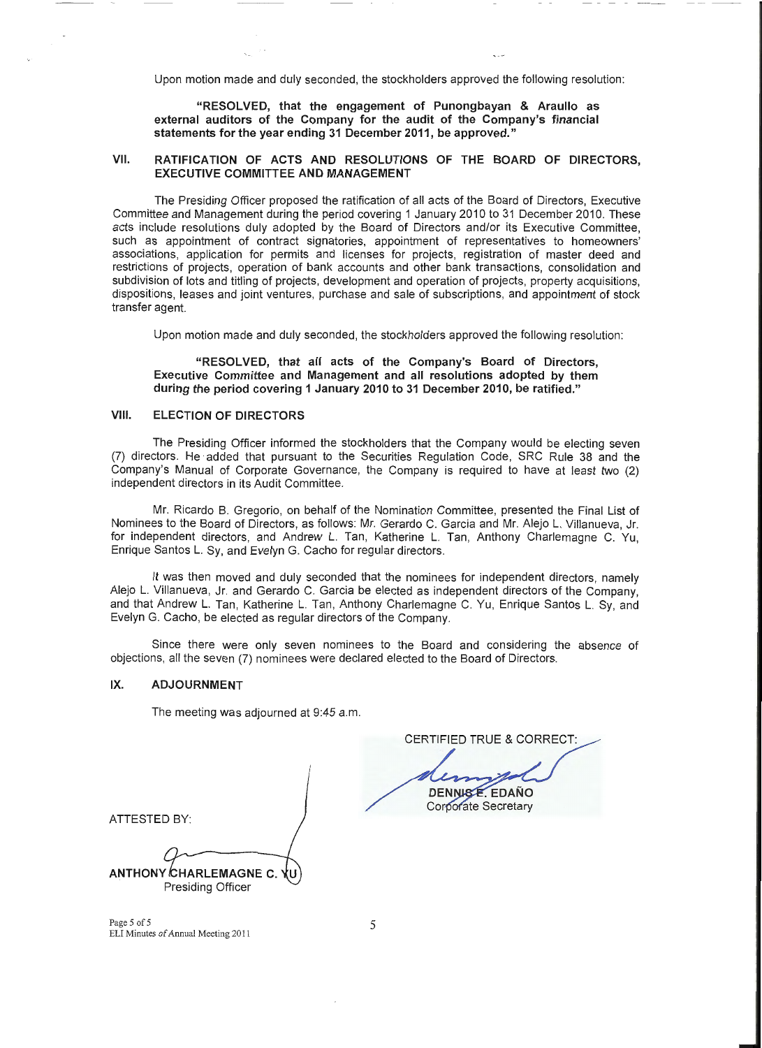Upon motion made and duly seconded, the stockholders approved the following resolution:

**"RESOLVED, that the engagement of Punongbayan & Araullo as external auditors of the Company for the audit of the Company's financial statements for the year ending 31 December 2011, be approved."**

## VII. RATIFICATION OF ACTS AND RESOLUTIONS OF THE BOARD OF DIRECTORS, EXECUTIVE COMMITTEE AND MANAGEMENT

The Presiding Officer proposed the ratification of all acts of the Board of Directors, Executive Committee and Management during the period covering 1 January 2010 to 31 December 2010. These acts include resolutions duly adopted by the Board of Directors and/or its Executive Committee, such as appointment of contract signatories, appointment of representatives to homeowners' associations, application for permits and licenses for projects, registration of master deed and restrictions of projects, operation of bank accounts and other bank transactions, consolidation and subdivision of lots and titling of projects, development and operation of projects, property acquisitions, dispositions, leases and joint ventures, purchase and sale of subscriptions, and appointment of stock transfer agent.

Upon motion made and duly seconded, the stockholders approved the following resolution:

**"RESOLVED, that all acts of the Company's Board of Directors, Executive Committee and Management and all resolutions adopted by them during the period covering 1 January 2010 to 31 December 2010, be ratified."**

## VIII. ELECTION OF DIRECTORS

The Presiding Officer informed the stockholders that the Company would be electing seven (7) directors. He added that pursuant to the Securities Regulation Code, SRC Rule 38 and the Company's Manual of Corporate Governance, the Company is required to have at least two (2) independent directors in its Audit Committee.

Mr. Ricardo B. Gregorio, on behalf of the Nomination Committee, presented the Final List of Nominees to the Board of Directors, as follows: Mr. Gerardo C. Garcia and Mr. Alejo L. Villanueva, Jr. for independent directors, and Andrew L. Tan, Katherine L. Tan, Anthony Charlemagne C. Yu, Enrique Santos L. Sy, and Evelyn G. Cacho for regular directors.

It was then moved and duly seconded that the nominees for independent directors, namely Alejo L. Villanueva, Jr. and Gerardo C. Garcia be elected as independent directors of the Company, and that Andrew L. Tan, Katherine L. Tan, Anthony Charlemagne C. Yu, Enrique Santos L. Sy, and Evelyn G. Cacho, be elected as regular directors of the Company.

Since there were only seven nominees to the Board and considering the absence of objections, all the seven (7) nominees were declared elected to the Board of Directors.

## IX. ADJOURNMENT

The meeting was adjourned at 9:45 a.m.

CERTIFIED TRUE & CORRECT:

**DENNIS E. EDAÑO**
Corporate Secretary

ATTESTED BY:

**ANTHONY CHARLEMAGNE C. YU**
Presiding Officer

ELI Minutes of Annual Meeting 2011